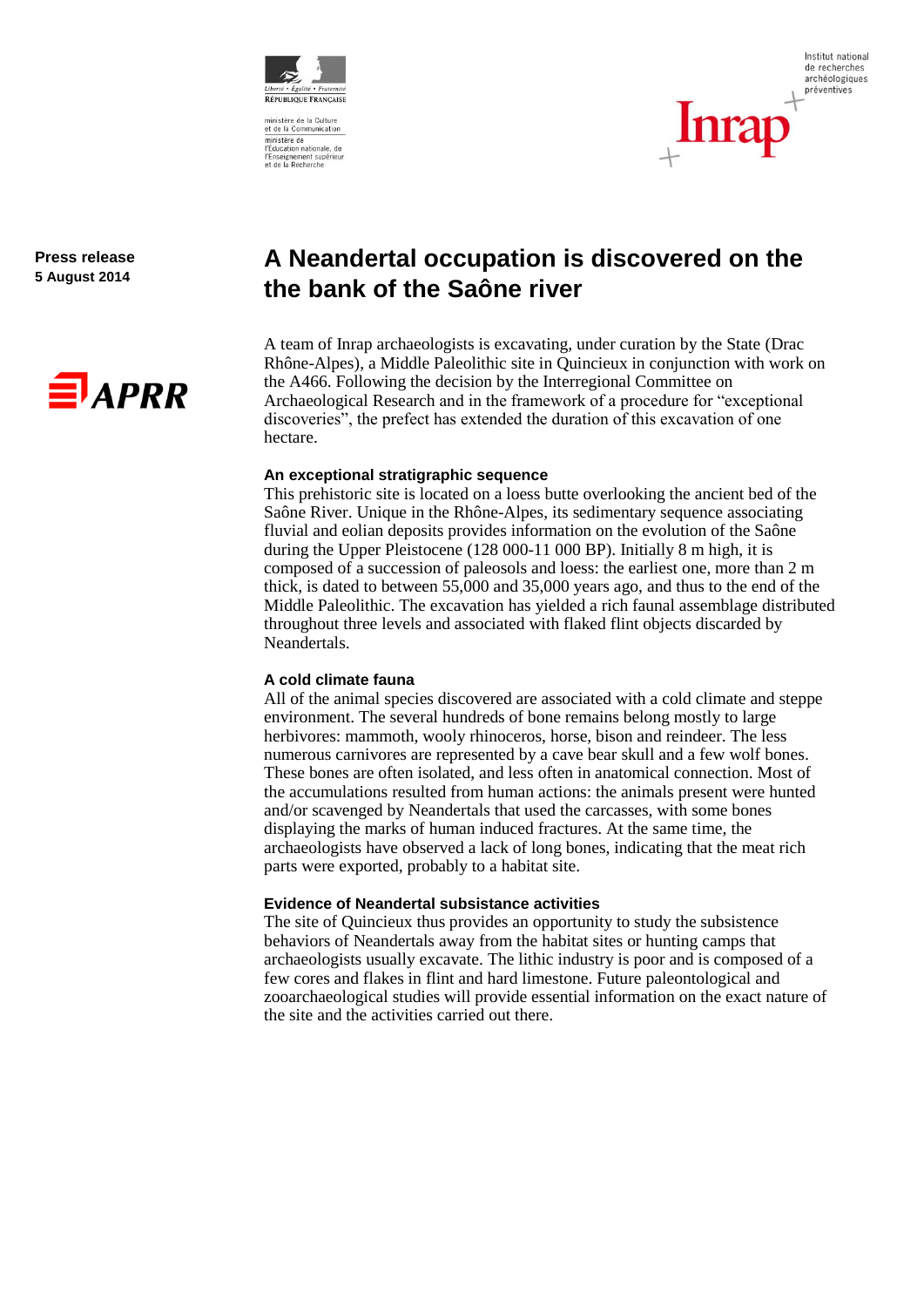République Française

ministère de la Culture et de la Communication

ministère de l'Education nationale, de l'Enseignement supérieur et de la Recherche

Institut national de recherches archéologiques préventives

Inrap

**Press release**
**5 August 2014**

APRR

# A Neandertal occupation is discovered on the the bank of the Saône river

A team of Inrap archaeologists is excavating, under curation by the State (Drac Rhône-Alpes), a Middle Paleolithic site in Quincieux in conjunction with work on the A466. Following the decision by the Interregional Committee on Archaeological Research and in the framework of a procedure for "exceptional discoveries", the prefect has extended the duration of this excavation of one hectare.

### An exceptional stratigraphic sequence

This prehistoric site is located on a loess butte overlooking the ancient bed of the Saône River. Unique in the Rhône-Alpes, its sedimentary sequence associating fluvial and eolian deposits provides information on the evolution of the Saône during the Upper Pleistocene (128 000-11 000 BP). Initially 8 m high, it is composed of a succession of paleosols and loess: the earliest one, more than 2 m thick, is dated to between 55,000 and 35,000 years ago, and thus to the end of the Middle Paleolithic. The excavation has yielded a rich faunal assemblage distributed throughout three levels and associated with flaked flint objects discarded by Neandertals.

### A cold climate fauna

All of the animal species discovered are associated with a cold climate and steppe environment. The several hundreds of bone remains belong mostly to large herbivores: mammoth, wooly rhinoceros, horse, bison and reindeer. The less numerous carnivores are represented by a cave bear skull and a few wolf bones. These bones are often isolated, and less often in anatomical connection. Most of the accumulations resulted from human actions: the animals present were hunted and/or scavenged by Neandertals that used the carcasses, with some bones displaying the marks of human induced fractures. At the same time, the archaeologists have observed a lack of long bones, indicating that the meat rich parts were exported, probably to a habitat site.

### Evidence of Neandertal subsistance activities

The site of Quincieux thus provides an opportunity to study the subsistence behaviors of Neandertals away from the habitat sites or hunting camps that archaeologists usually excavate. The lithic industry is poor and is composed of a few cores and flakes in flint and hard limestone. Future paleontological and zooarchaeological studies will provide essential information on the exact nature of the site and the activities carried out there.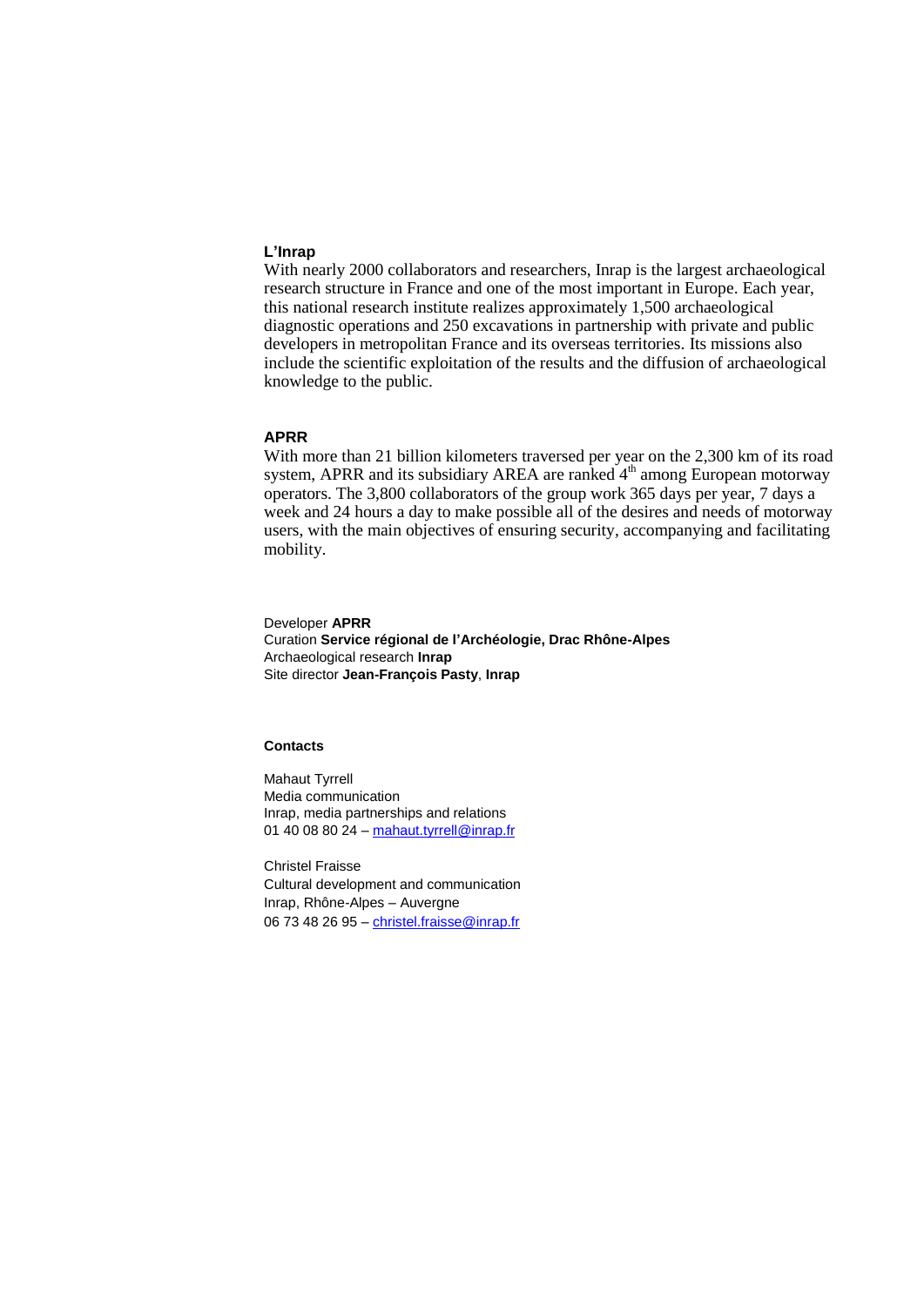**L'Inrap**

With nearly 2000 collaborators and researchers, Inrap is the largest archaeological research structure in France and one of the most important in Europe. Each year, this national research institute realizes approximately 1,500 archaeological diagnostic operations and 250 excavations in partnership with private and public developers in metropolitan France and its overseas territories. Its missions also include the scientific exploitation of the results and the diffusion of archaeological knowledge to the public.

**APRR**

With more than 21 billion kilometers traversed per year on the 2,300 km of its road system, APRR and its subsidiary AREA are ranked 4th among European motorway operators. The 3,800 collaborators of the group work 365 days per year, 7 days a week and 24 hours a day to make possible all of the desires and needs of motorway users, with the main objectives of ensuring security, accompanying and facilitating mobility.

Developer **APRR**
Curation **Service régional de l'Archéologie, Drac Rhône-Alpes**
Archaeological research **Inrap**
Site director **Jean-François Pasty**, **Inrap**

**Contacts**

Mahaut Tyrrell
Media communication
Inrap, media partnerships and relations
01 40 08 80 24 – mahaut.tyrrell@inrap.fr

Christel Fraisse
Cultural development and communication
Inrap, Rhône-Alpes – Auvergne
06 73 48 26 95 – christel.fraisse@inrap.fr